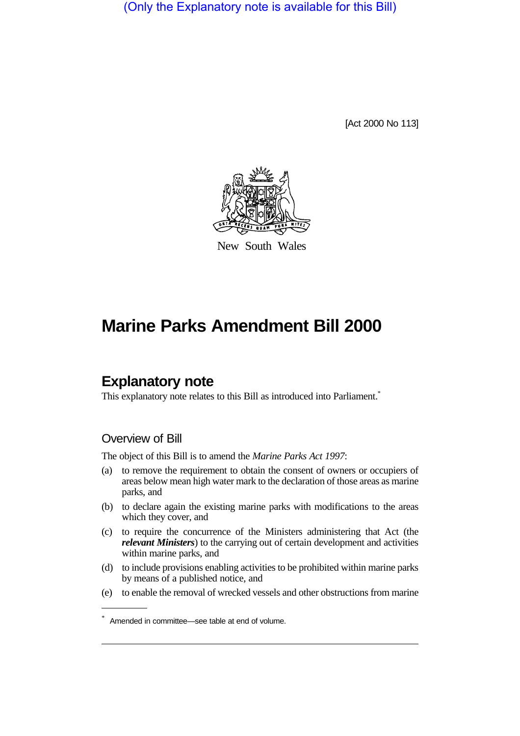(Only the Explanatory note is available for this Bill)

[Act 2000 No 113]

New South Wales

# Marine Parks Amendment Bill 2000

## Explanatory note

This explanatory note relates to this Bill as introduced into Parliament.*

### Overview of Bill

The object of this Bill is to amend the *Marine Parks Act 1997*:

(a) to remove the requirement to obtain the consent of owners or occupiers of areas below mean high water mark to the declaration of those areas as marine parks, and

(b) to declare again the existing marine parks with modifications to the areas which they cover, and

(c) to require the concurrence of the Ministers administering that Act (the ***relevant Ministers***) to the carrying out of certain development and activities within marine parks, and

(d) to include provisions enabling activities to be prohibited within marine parks by means of a published notice, and

(e) to enable the removal of wrecked vessels and other obstructions from marine

\* Amended in committee—see table at end of volume.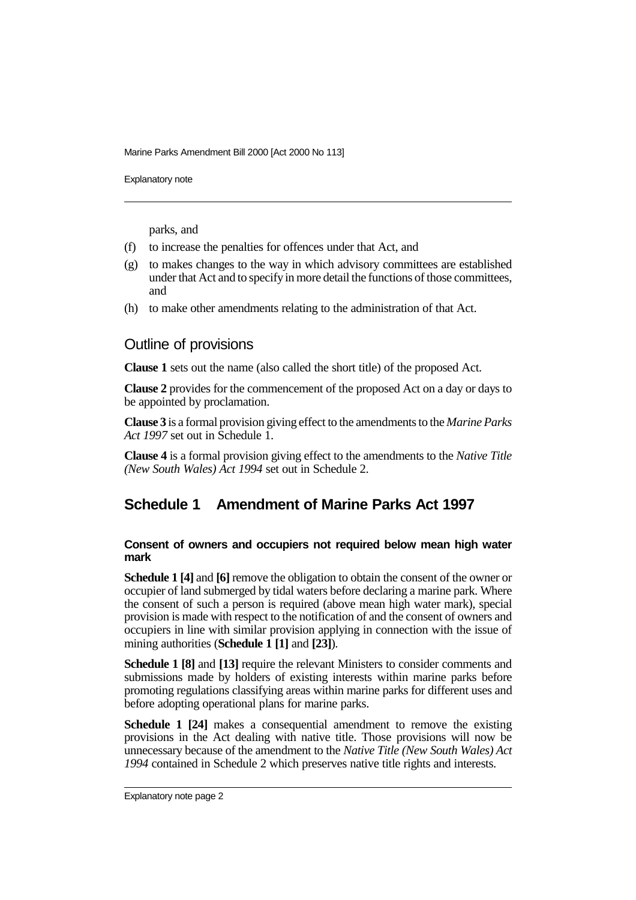parks, and

(f) to increase the penalties for offences under that Act, and

(g) to makes changes to the way in which advisory committees are established under that Act and to specify in more detail the functions of those committees, and

(h) to make other amendments relating to the administration of that Act.

## Outline of provisions

**Clause 1** sets out the name (also called the short title) of the proposed Act.

**Clause 2** provides for the commencement of the proposed Act on a day or days to be appointed by proclamation.

**Clause 3** is a formal provision giving effect to the amendments to the *Marine Parks Act 1997* set out in Schedule 1.

**Clause 4** is a formal provision giving effect to the amendments to the *Native Title (New South Wales) Act 1994* set out in Schedule 2.

## Schedule 1 Amendment of Marine Parks Act 1997

#### Consent of owners and occupiers not required below mean high water mark

**Schedule 1 [4]** and **[6]** remove the obligation to obtain the consent of the owner or occupier of land submerged by tidal waters before declaring a marine park. Where the consent of such a person is required (above mean high water mark), special provision is made with respect to the notification of and the consent of owners and occupiers in line with similar provision applying in connection with the issue of mining authorities (**Schedule 1 [1]** and **[23]**).

**Schedule 1 [8]** and **[13]** require the relevant Ministers to consider comments and submissions made by holders of existing interests within marine parks before promoting regulations classifying areas within marine parks for different uses and before adopting operational plans for marine parks.

**Schedule 1 [24]** makes a consequential amendment to remove the existing provisions in the Act dealing with native title. Those provisions will now be unnecessary because of the amendment to the *Native Title (New South Wales) Act 1994* contained in Schedule 2 which preserves native title rights and interests.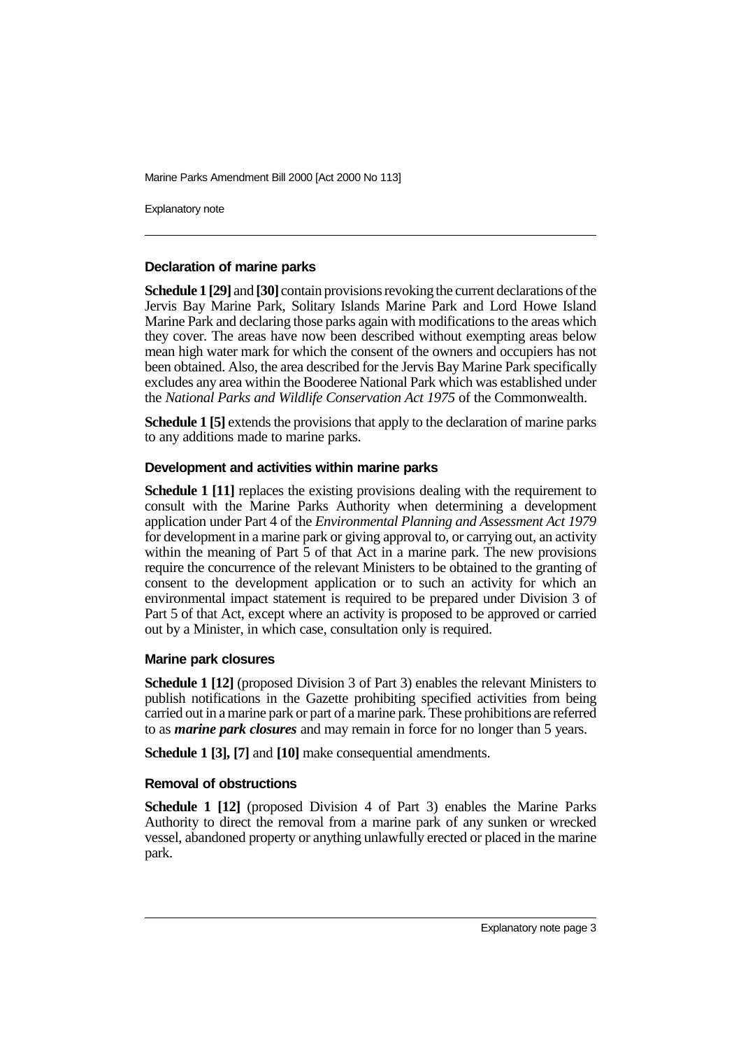### Declaration of marine parks

**Schedule 1 [29]** and **[30]** contain provisions revoking the current declarations of the Jervis Bay Marine Park, Solitary Islands Marine Park and Lord Howe Island Marine Park and declaring those parks again with modifications to the areas which they cover. The areas have now been described without exempting areas below mean high water mark for which the consent of the owners and occupiers has not been obtained. Also, the area described for the Jervis Bay Marine Park specifically excludes any area within the Booderee National Park which was established under the *National Parks and Wildlife Conservation Act 1975* of the Commonwealth.

**Schedule 1 [5]** extends the provisions that apply to the declaration of marine parks to any additions made to marine parks.

### Development and activities within marine parks

**Schedule 1 [11]** replaces the existing provisions dealing with the requirement to consult with the Marine Parks Authority when determining a development application under Part 4 of the *Environmental Planning and Assessment Act 1979* for development in a marine park or giving approval to, or carrying out, an activity within the meaning of Part 5 of that Act in a marine park. The new provisions require the concurrence of the relevant Ministers to be obtained to the granting of consent to the development application or to such an activity for which an environmental impact statement is required to be prepared under Division 3 of Part 5 of that Act, except where an activity is proposed to be approved or carried out by a Minister, in which case, consultation only is required.

### Marine park closures

**Schedule 1 [12]** (proposed Division 3 of Part 3) enables the relevant Ministers to publish notifications in the Gazette prohibiting specified activities from being carried out in a marine park or part of a marine park. These prohibitions are referred to as ***marine park closures*** and may remain in force for no longer than 5 years.

**Schedule 1 [3], [7]** and **[10]** make consequential amendments.

### Removal of obstructions

**Schedule 1 [12]** (proposed Division 4 of Part 3) enables the Marine Parks Authority to direct the removal from a marine park of any sunken or wrecked vessel, abandoned property or anything unlawfully erected or placed in the marine park.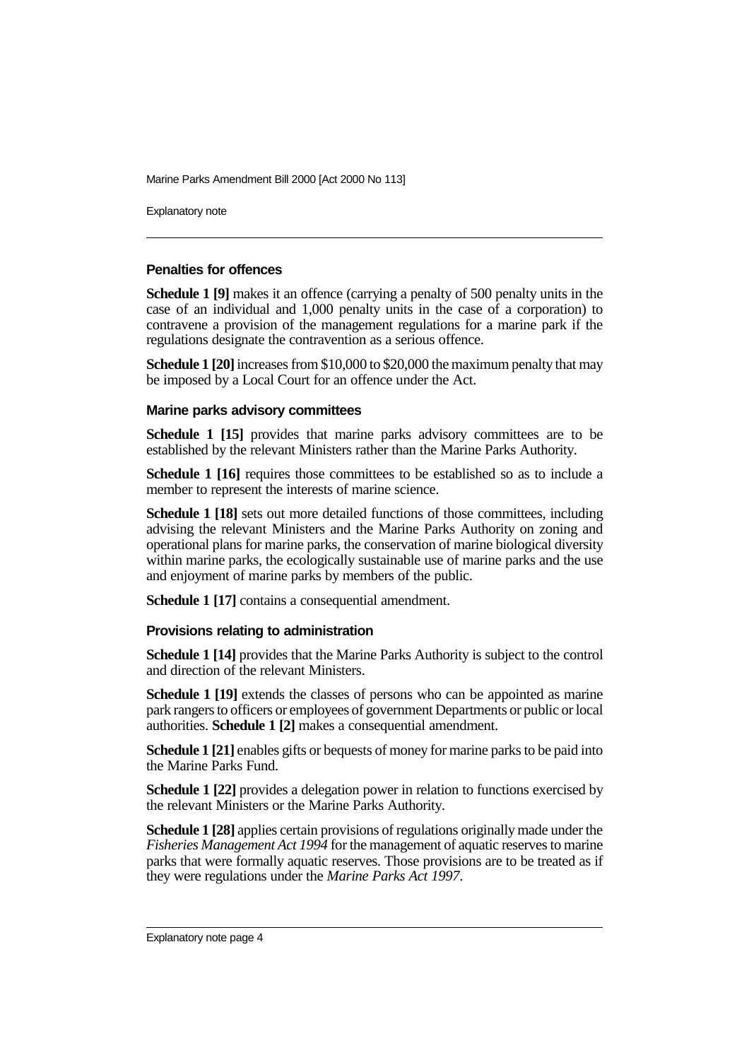### Penalties for offences

**Schedule 1 [9]** makes it an offence (carrying a penalty of 500 penalty units in the case of an individual and 1,000 penalty units in the case of a corporation) to contravene a provision of the management regulations for a marine park if the regulations designate the contravention as a serious offence.

**Schedule 1 [20]** increases from $10,000 to $20,000 the maximum penalty that may be imposed by a Local Court for an offence under the Act.

### Marine parks advisory committees

**Schedule 1 [15]** provides that marine parks advisory committees are to be established by the relevant Ministers rather than the Marine Parks Authority.

**Schedule 1 [16]** requires those committees to be established so as to include a member to represent the interests of marine science.

**Schedule 1 [18]** sets out more detailed functions of those committees, including advising the relevant Ministers and the Marine Parks Authority on zoning and operational plans for marine parks, the conservation of marine biological diversity within marine parks, the ecologically sustainable use of marine parks and the use and enjoyment of marine parks by members of the public.

**Schedule 1 [17]** contains a consequential amendment.

### Provisions relating to administration

**Schedule 1 [14]** provides that the Marine Parks Authority is subject to the control and direction of the relevant Ministers.

**Schedule 1 [19]** extends the classes of persons who can be appointed as marine park rangers to officers or employees of government Departments or public or local authorities. **Schedule 1 [2]** makes a consequential amendment.

**Schedule 1 [21]** enables gifts or bequests of money for marine parks to be paid into the Marine Parks Fund.

**Schedule 1 [22]** provides a delegation power in relation to functions exercised by the relevant Ministers or the Marine Parks Authority.

**Schedule 1 [28]** applies certain provisions of regulations originally made under the *Fisheries Management Act 1994* for the management of aquatic reserves to marine parks that were formally aquatic reserves. Those provisions are to be treated as if they were regulations under the *Marine Parks Act 1997*.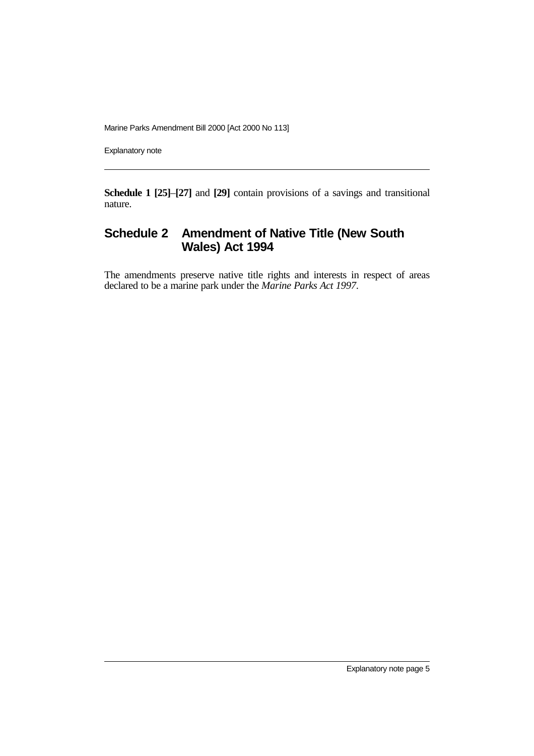**Schedule 1 [25]**–**[27]** and **[29]** contain provisions of a savings and transitional nature.

## Schedule 2 Amendment of Native Title (New South Wales) Act 1994

The amendments preserve native title rights and interests in respect of areas declared to be a marine park under the *Marine Parks Act 1997*.